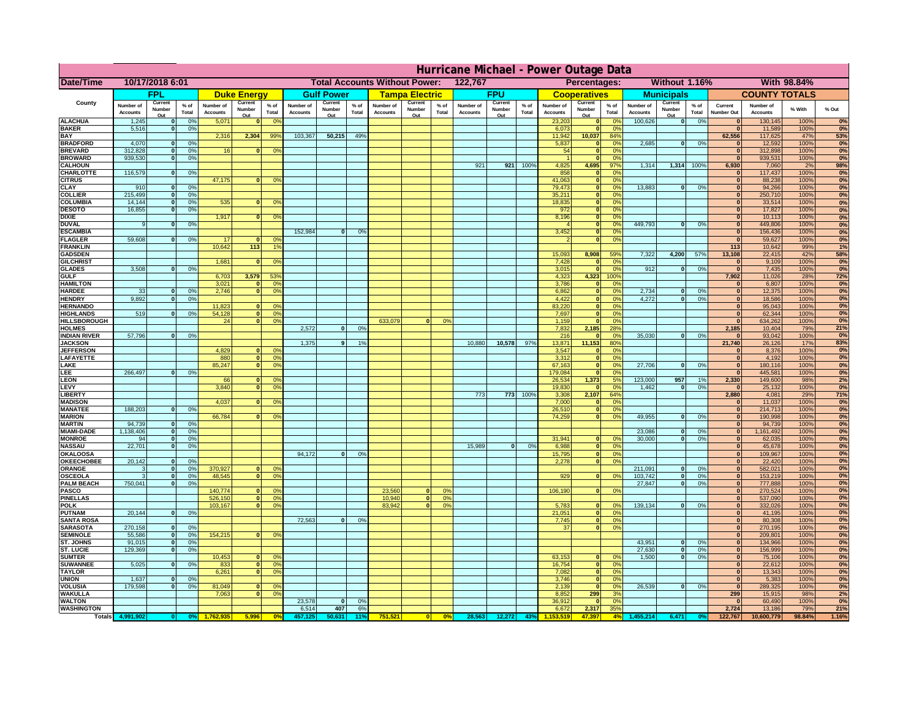# Hurricane Michael - Power Outage Data

| Date/Time | 10/17/2018 6:01 | Total Accounts Without Power: | 122,767 | Percentages: | Without 1.16% | With 98.84% |
|---|---|---|---|---|---|---|

| County | FPL | | | Duke Energy | | | Gulf Power | | | Tampa Electric | | | FPU | | | Cooperatives | | | Municipals | | | COUNTY TOTALS | | | |
|---|---|---|---|---|---|---|---|---|---|---|---|---|---|---|---|---|---|---|---|---|---|---|---|---|---|
| | Number of Accounts | Current Number Out | % of Total | Number of Accounts | Current Number Out | % of Total | Number of Accounts | Current Number Out | % of Total | Number of Accounts | Current Number Out | % of Total | Number of Accounts | Current Number Out | % of Total | Number of Accounts | Current Number Out | % of Total | Number of Accounts | Current Number Out | % of Total | Current Number Out | Number of Accounts | % With | % Out |
| ALACHUA | 1,245 | 0 | 0% | 5,071 | 0 | 0% | | | | | | | | | | 23,203 | 0 | 0% | 100,626 | 0 | 0% | 0 | 130,145 | 100% | 0% |
| BAKER | 5,516 | 0 | 0% | | | | | | | | | | | | | 6,073 | 0 | 0% | | | | 0 | 11,589 | 100% | 0% |
| BAY | | | | 2,316 | 2,304 | 99% | 103,367 | 50,215 | 49% | | | | | | | 11,942 | 10,037 | 84% | | | | 62,556 | 117,625 | 47% | 53% |
| BRADFORD | 4,070 | 0 | 0% | | | | | | | | | | | | | 5,837 | 0 | 0% | 2,685 | 0 | 0% | 0 | 12,592 | 100% | 0% |
| BREVARD | 312,828 | 0 | 0% | 16 | 0 | 0% | | | | | | | | | | 54 | 0 | 0% | | | | 0 | 312,898 | 100% | 0% |
| BROWARD | 939,530 | 0 | 0% | | | | | | | | | | | | | 1 | 0 | 0% | | | | 0 | 939,531 | 100% | 0% |
| CALHOUN | | | | | | | | | | | | | 921 | 921 | 100% | 4,825 | 4,695 | 97% | 1,314 | 1,314 | 100% | 6,930 | 7,060 | 2% | 98% |
| CHARLOTTE | 116,579 | 0 | 0% | | | | | | | | | | | | | 858 | 0 | 0% | | | | 0 | 117,437 | 100% | 0% |
| CITRUS | | | | 47,175 | 0 | 0% | | | | | | | | | | 41,063 | 0 | 0% | | | | 0 | 88,238 | 100% | 0% |
| CLAY | 910 | 0 | 0% | | | | | | | | | | | | | 79,473 | 0 | 0% | 13,883 | 0 | 0% | 0 | 94,266 | 100% | 0% |
| COLLIER | 215,499 | 0 | 0% | | | | | | | | | | | | | 35,211 | 0 | 0% | | | | 0 | 250,710 | 100% | 0% |
| COLUMBIA | 14,144 | 0 | 0% | 535 | 0 | 0% | | | | | | | | | | 18,835 | 0 | 0% | | | | 0 | 33,514 | 100% | 0% |
| DESOTO | 16,855 | 0 | 0% | | | | | | | | | | | | | 972 | 0 | 0% | | | | 0 | 17,827 | 100% | 0% |
| DIXIE | | | | 1,917 | 0 | 0% | | | | | | | | | | 8,196 | 0 | 0% | | | | 0 | 10,113 | 100% | 0% |
| DUVAL | 9 | 0 | 0% | | | | | | | | | | | | | 4 | 0 | 0% | 449,793 | 0 | 0% | 0 | 449,806 | 100% | 0% |
| ESCAMBIA | | | | | | | 152,984 | 0 | 0% | | | | | | | 3,452 | 0 | 0% | | | | 0 | 156,436 | 100% | 0% |
| FLAGLER | 59,608 | 0 | 0% | 17 | 0 | 0% | | | | | | | | | | 2 | 0 | 0% | | | | 0 | 59,627 | 100% | 0% |
| FRANKLIN | | | | 10,642 | 113 | 1% | | | | | | | | | | | | | | | | 113 | 10,642 | 99% | 1% |
| GADSDEN | | | | | | | | | | | | | | | | 15,093 | 8,908 | 59% | 7,322 | 4,200 | 57% | 13,108 | 22,415 | 42% | 58% |
| GILCHRIST | | | | 1,681 | 0 | 0% | | | | | | | | | | 7,428 | 0 | 0% | | | | 0 | 9,109 | 100% | 0% |
| GLADES | 3,508 | 0 | 0% | | | | | | | | | | | | | 3,015 | 0 | 0% | 912 | 0 | 0% | 0 | 7,435 | 100% | 0% |
| GULF | | | | 6,703 | 3,579 | 53% | | | | | | | | | | 4,323 | 4,323 | 100% | | | | 7,902 | 11,026 | 28% | 72% |
| HAMILTON | | | | 3,021 | 0 | 0% | | | | | | | | | | 3,786 | 0 | 0% | | | | 0 | 6,807 | 100% | 0% |
| HARDEE | 33 | 0 | 0% | 2,746 | 0 | 0% | | | | | | | | | | 6,862 | 0 | 0% | 2,734 | 0 | 0% | 0 | 12,375 | 100% | 0% |
| HENDRY | 9,892 | 0 | 0% | | | | | | | | | | | | | 4,422 | 0 | 0% | 4,272 | 0 | 0% | 0 | 18,586 | 100% | 0% |
| HERNANDO | | | | 11,823 | 0 | 0% | | | | | | | | | | 83,220 | 0 | 0% | | | | 0 | 95,043 | 100% | 0% |
| HIGHLANDS | 519 | 0 | 0% | 54,128 | 0 | 0% | | | | | | | | | | 7,697 | 0 | 0% | | | | 0 | 62,344 | 100% | 0% |
| HILLSBOROUGH | | | | 24 | 0 | 0% | | | | 633,079 | 0 | 0% | | | | 1,159 | 0 | 0% | | | | 0 | 634,262 | 100% | 0% |
| HOLMES | | | | | | | 2,572 | 0 | 0% | | | | | | | 7,832 | 2,185 | 28% | | | | 2,185 | 10,404 | 79% | 21% |
| INDIAN RIVER | 57,796 | 0 | 0% | | | | | | | | | | | | | 216 | 0 | 0% | 35,030 | 0 | 0% | 0 | 93,042 | 100% | 0% |
| JACKSON | | | | | | | 1,375 | 9 | 1% | | | | 10,880 | 10,578 | 97% | 13,871 | 11,153 | 80% | | | | 21,740 | 26,126 | 17% | 83% |
| JEFFERSON | | | | 4,829 | 0 | 0% | | | | | | | | | | 3,547 | 0 | 0% | | | | 0 | 8,376 | 100% | 0% |
| LAFAYETTE | | | | 880 | 0 | 0% | | | | | | | | | | 3,312 | 0 | 0% | | | | 0 | 4,192 | 100% | 0% |
| LAKE | | | | 85,247 | 0 | 0% | | | | | | | | | | 67,163 | 0 | 0% | 27,706 | 0 | 0% | 0 | 180,116 | 100% | 0% |
| LEE | 266,497 | 0 | 0% | | | | | | | | | | | | | 179,084 | 0 | 0% | | | | 0 | 445,581 | 100% | 0% |
| LEON | | | | 66 | 0 | 0% | | | | | | | | | | 26,534 | 1,373 | 5% | 123,000 | 957 | 1% | 2,330 | 149,600 | 98% | 2% |
| LEVY | | | | 3,840 | 0 | 0% | | | | | | | | | | 19,830 | 0 | 0% | 1,462 | 0 | 0% | 0 | 25,132 | 100% | 0% |
| LIBERTY | | | | | | | | | | | | | 773 | 773 | 100% | 3,308 | 2,107 | 64% | | | | 2,880 | 4,081 | 29% | 71% |
| MADISON | | | | 4,037 | 0 | 0% | | | | | | | | | | 7,000 | 0 | 0% | | | | 0 | 11,037 | 100% | 0% |
| MANATEE | 188,203 | 0 | 0% | | | | | | | | | | | | | 26,510 | 0 | 0% | | | | 0 | 214,713 | 100% | 0% |
| MARION | | | | 66,784 | 0 | 0% | | | | | | | | | | 74,259 | 0 | 0% | 49,955 | 0 | 0% | 0 | 190,998 | 100% | 0% |
| MARTIN | 94,739 | 0 | 0% | | | | | | | | | | | | | | | | | | | 0 | 94,739 | 100% | 0% |
| MIAMI-DADE | 1,138,406 | 0 | 0% | | | | | | | | | | | | | | | | 23,086 | 0 | 0% | 0 | 1,161,492 | 100% | 0% |
| MONROE | 94 | 0 | 0% | | | | | | | | | | | | | 31,941 | 0 | 0% | 30,000 | 0 | 0% | 0 | 62,035 | 100% | 0% |
| NASSAU | 22,701 | 0 | 0% | | | | | | | | | | 15,989 | 0 | 0% | 6,988 | 0 | 0% | | | | 0 | 45,678 | 100% | 0% |
| OKALOOSA | | | | | | | 94,172 | 0 | 0% | | | | | | | 15,795 | 0 | 0% | | | | 0 | 109,967 | 100% | 0% |
| OKEECHOBEE | 20,142 | 0 | 0% | | | | | | | | | | | | | 2,278 | 0 | 0% | | | | 0 | 22,420 | 100% | 0% |
| ORANGE | 3 | 0 | 0% | 370,927 | 0 | 0% | | | | | | | | | | | | | 211,091 | 0 | 0% | 0 | 582,021 | 100% | 0% |
| OSCEOLA | 3 | 0 | 0% | 48,545 | 0 | 0% | | | | | | | | | | 929 | 0 | 0% | 103,742 | 0 | 0% | 0 | 153,219 | 100% | 0% |
| PALM BEACH | 750,041 | 0 | 0% | | | | | | | | | | | | | | | | 27,847 | 0 | 0% | 0 | 777,888 | 100% | 0% |
| PASCO | | | | 140,774 | 0 | 0% | | | | 23,560 | 0 | 0% | | | | 106,190 | 0 | 0% | | | | 0 | 270,524 | 100% | 0% |
| PINELLAS | | | | 526,150 | 0 | 0% | | | | 10,940 | 0 | 0% | | | | | | | | | | 0 | 537,090 | 100% | 0% |
| POLK | | | | 103,167 | 0 | 0% | | | | 83,942 | 0 | 0% | | | | 5,783 | 0 | 0% | 139,134 | 0 | 0% | 0 | 332,026 | 100% | 0% |
| PUTNAM | 20,144 | 0 | 0% | | | | | | | | | | | | | 21,051 | 0 | 0% | | | | 0 | 41,195 | 100% | 0% |
| SANTA ROSA | | | | | | | 72,563 | 0 | 0% | | | | | | | 7,745 | 0 | 0% | | | | 0 | 80,308 | 100% | 0% |
| SARASOTA | 270,158 | 0 | 0% | | | | | | | | | | | | | 37 | 0 | 0% | | | | 0 | 270,195 | 100% | 0% |
| SEMINOLE | 55,586 | 0 | 0% | 154,215 | 0 | 0% | | | | | | | | | | | | | | | | 0 | 209,801 | 100% | 0% |
| ST. JOHNS | 91,015 | 0 | 0% | | | | | | | | | | | | | | | | 43,951 | 0 | 0% | 0 | 134,966 | 100% | 0% |
| ST. LUCIE | 129,369 | 0 | 0% | | | | | | | | | | | | | | | | 27,630 | 0 | 0% | 0 | 156,999 | 100% | 0% |
| SUMTER | | | | 10,453 | 0 | 0% | | | | | | | | | | 63,153 | 0 | 0% | 1,500 | 0 | 0% | 0 | 75,106 | 100% | 0% |
| SUWANNEE | 5,025 | 0 | 0% | 833 | 0 | 0% | | | | | | | | | | 16,754 | 0 | 0% | | | | 0 | 22,612 | 100% | 0% |
| TAYLOR | | | | 6,261 | 0 | 0% | | | | | | | | | | 7,082 | 0 | 0% | | | | 0 | 13,343 | 100% | 0% |
| UNION | 1,637 | 0 | 0% | | | | | | | | | | | | | 3,746 | 0 | 0% | | | | 0 | 5,383 | 100% | 0% |
| VOLUSIA | 179,598 | 0 | 0% | 81,049 | 0 | 0% | | | | | | | | | | 2,139 | 0 | 0% | 26,539 | 0 | 0% | 0 | 289,325 | 100% | 0% |
| WAKULLA | | | | 7,063 | 0 | 0% | | | | | | | | | | 8,852 | 299 | 3% | | | | 299 | 15,915 | 98% | 2% |
| WALTON | | | | | | | 23,578 | 0 | 0% | | | | | | | 36,912 | 0 | 0% | | | | 0 | 60,490 | 100% | 0% |
| WASHINGTON | | | | | | | 6,514 | 407 | 6% | | | | | | | 6,672 | 2,317 | 35% | | | | 2,724 | 13,186 | 79% | 21% |
| Totals | 4,991,902 | 0 | 0% | 1,762,935 | 5,996 | 0% | 457,125 | 50,631 | 11% | 751,521 | 0 | 0% | 28,563 | 12,272 | 43% | 1,153,519 | 47,397 | 4% | 1,455,214 | 6,471 | 0% | 122,767 | 10,600,779 | 98.84% | 1.16% |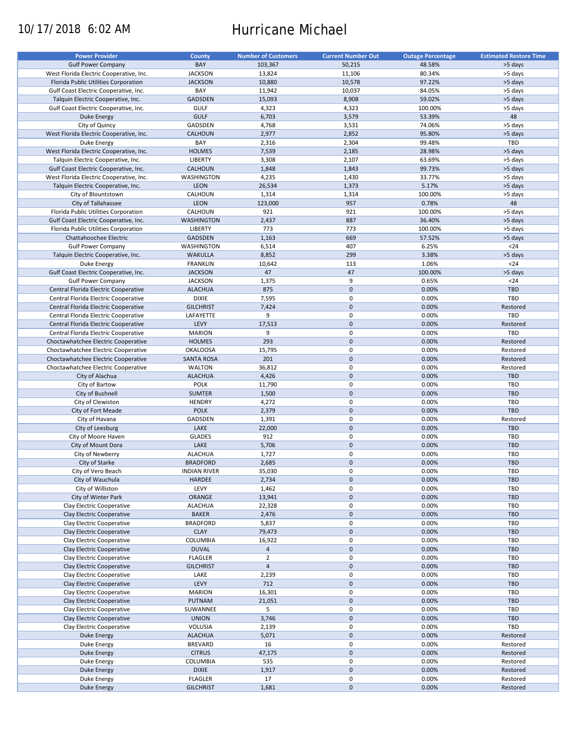10/17/2018 6:02 AM

# Hurricane Michael

| Power Provider | County | Number of Customers | Current Number Out | Outage Percentage | Estimated Restore Time |
|---|---|---|---|---|---|
| Gulf Power Company | BAY | 103,367 | 50,215 | 48.58% | >5 days |
| West Florida Electric Cooperative, Inc. | JACKSON | 13,824 | 11,106 | 80.34% | >5 days |
| Florida Public Utilities Corporation | JACKSON | 10,880 | 10,578 | 97.22% | >5 days |
| Gulf Coast Electric Cooperative, Inc. | BAY | 11,942 | 10,037 | 84.05% | >5 days |
| Talquin Electric Cooperative, Inc. | GADSDEN | 15,093 | 8,908 | 59.02% | >5 days |
| Gulf Coast Electric Cooperative, Inc. | GULF | 4,323 | 4,323 | 100.00% | >5 days |
| Duke Energy | GULF | 6,703 | 3,579 | 53.39% | 48 |
| City of Quincy | GADSDEN | 4,768 | 3,531 | 74.06% | >5 days |
| West Florida Electric Cooperative, Inc. | CALHOUN | 2,977 | 2,852 | 95.80% | >5 days |
| Duke Energy | BAY | 2,316 | 2,304 | 99.48% | TBD |
| West Florida Electric Cooperative, Inc. | HOLMES | 7,539 | 2,185 | 28.98% | >5 days |
| Talquin Electric Cooperative, Inc. | LIBERTY | 3,308 | 2,107 | 63.69% | >5 days |
| Gulf Coast Electric Cooperative, Inc. | CALHOUN | 1,848 | 1,843 | 99.73% | >5 days |
| West Florida Electric Cooperative, Inc. | WASHINGTON | 4,235 | 1,430 | 33.77% | >5 days |
| Talquin Electric Cooperative, Inc. | LEON | 26,534 | 1,373 | 5.17% | >5 days |
| City of Blountstown | CALHOUN | 1,314 | 1,314 | 100.00% | >5 days |
| City of Tallahassee | LEON | 123,000 | 957 | 0.78% | 48 |
| Florida Public Utilities Corporation | CALHOUN | 921 | 921 | 100.00% | >5 days |
| Gulf Coast Electric Cooperative, Inc. | WASHINGTON | 2,437 | 887 | 36.40% | >5 days |
| Florida Public Utilities Corporation | LIBERTY | 773 | 773 | 100.00% | >5 days |
| Chattahoochee Electric | GADSDEN | 1,163 | 669 | 57.52% | >5 days |
| Gulf Power Company | WASHINGTON | 6,514 | 407 | 6.25% | <24 |
| Talquin Electric Cooperative, Inc. | WAKULLA | 8,852 | 299 | 3.38% | >5 days |
| Duke Energy | FRANKLIN | 10,642 | 113 | 1.06% | <24 |
| Gulf Coast Electric Cooperative, Inc. | JACKSON | 47 | 47 | 100.00% | >5 days |
| Gulf Power Company | JACKSON | 1,375 | 9 | 0.65% | <24 |
| Central Florida Electric Cooperative | ALACHUA | 875 | 0 | 0.00% | TBD |
| Central Florida Electric Cooperative | DIXIE | 7,595 | 0 | 0.00% | TBD |
| Central Florida Electric Cooperative | GILCHRIST | 7,424 | 0 | 0.00% | Restored |
| Central Florida Electric Cooperative | LAFAYETTE | 9 | 0 | 0.00% | TBD |
| Central Florida Electric Cooperative | LEVY | 17,513 | 0 | 0.00% | Restored |
| Central Florida Electric Cooperative | MARION | 9 | 0 | 0.00% | TBD |
| Choctawhatchee Electric Cooperative | HOLMES | 293 | 0 | 0.00% | Restored |
| Choctawhatchee Electric Cooperative | OKALOOSA | 15,795 | 0 | 0.00% | Restored |
| Choctawhatchee Electric Cooperative | SANTA ROSA | 201 | 0 | 0.00% | Restored |
| Choctawhatchee Electric Cooperative | WALTON | 36,812 | 0 | 0.00% | Restored |
| City of Alachua | ALACHUA | 4,426 | 0 | 0.00% | TBD |
| City of Bartow | POLK | 11,790 | 0 | 0.00% | TBD |
| City of Bushnell | SUMTER | 1,500 | 0 | 0.00% | TBD |
| City of Clewiston | HENDRY | 4,272 | 0 | 0.00% | TBD |
| City of Fort Meade | POLK | 2,379 | 0 | 0.00% | TBD |
| City of Havana | GADSDEN | 1,391 | 0 | 0.00% | Restored |
| City of Leesburg | LAKE | 22,000 | 0 | 0.00% | TBD |
| City of Moore Haven | GLADES | 912 | 0 | 0.00% | TBD |
| City of Mount Dora | LAKE | 5,706 | 0 | 0.00% | TBD |
| City of Newberry | ALACHUA | 1,727 | 0 | 0.00% | TBD |
| City of Starke | BRADFORD | 2,685 | 0 | 0.00% | TBD |
| City of Vero Beach | INDIAN RIVER | 35,030 | 0 | 0.00% | TBD |
| City of Wauchula | HARDEE | 2,734 | 0 | 0.00% | TBD |
| City of Williston | LEVY | 1,462 | 0 | 0.00% | TBD |
| City of Winter Park | ORANGE | 13,941 | 0 | 0.00% | TBD |
| Clay Electric Cooperative | ALACHUA | 22,328 | 0 | 0.00% | TBD |
| Clay Electric Cooperative | BAKER | 2,476 | 0 | 0.00% | TBD |
| Clay Electric Cooperative | BRADFORD | 5,837 | 0 | 0.00% | TBD |
| Clay Electric Cooperative | CLAY | 79,473 | 0 | 0.00% | TBD |
| Clay Electric Cooperative | COLUMBIA | 16,922 | 0 | 0.00% | TBD |
| Clay Electric Cooperative | DUVAL | 4 | 0 | 0.00% | TBD |
| Clay Electric Cooperative | FLAGLER | 2 | 0 | 0.00% | TBD |
| Clay Electric Cooperative | GILCHRIST | 4 | 0 | 0.00% | TBD |
| Clay Electric Cooperative | LAKE | 2,239 | 0 | 0.00% | TBD |
| Clay Electric Cooperative | LEVY | 712 | 0 | 0.00% | TBD |
| Clay Electric Cooperative | MARION | 16,301 | 0 | 0.00% | TBD |
| Clay Electric Cooperative | PUTNAM | 21,051 | 0 | 0.00% | TBD |
| Clay Electric Cooperative | SUWANNEE | 5 | 0 | 0.00% | TBD |
| Clay Electric Cooperative | UNION | 3,746 | 0 | 0.00% | TBD |
| Clay Electric Cooperative | VOLUSIA | 2,139 | 0 | 0.00% | TBD |
| Duke Energy | ALACHUA | 5,071 | 0 | 0.00% | Restored |
| Duke Energy | BREVARD | 16 | 0 | 0.00% | Restored |
| Duke Energy | CITRUS | 47,175 | 0 | 0.00% | Restored |
| Duke Energy | COLUMBIA | 535 | 0 | 0.00% | Restored |
| Duke Energy | DIXIE | 1,917 | 0 | 0.00% | Restored |
| Duke Energy | FLAGLER | 17 | 0 | 0.00% | Restored |
| Duke Energy | GILCHRIST | 1,681 | 0 | 0.00% | Restored |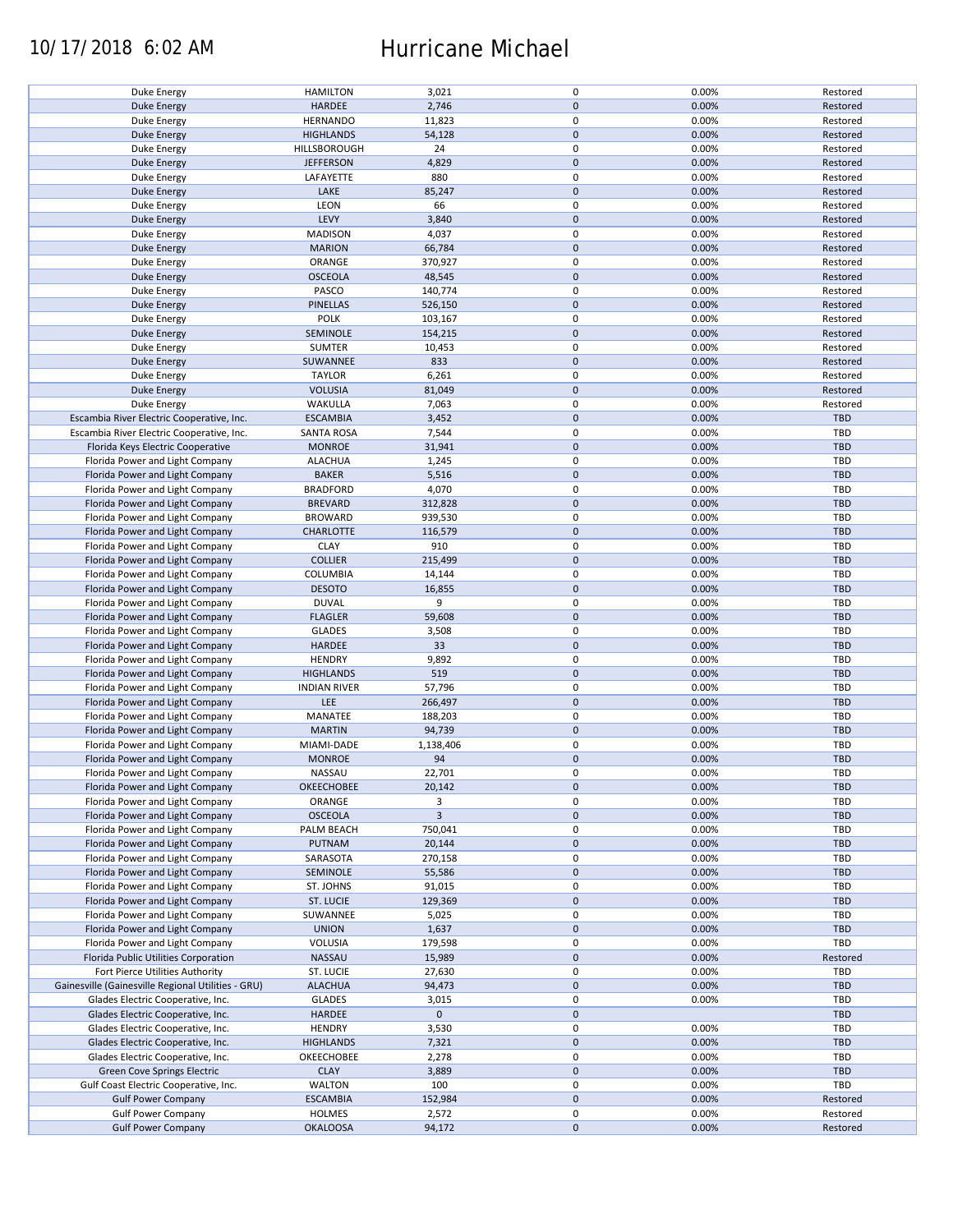| | | | | | |
|---|---|---|---|---|---|
| Duke Energy | HAMILTON | 3,021 | 0 | 0.00% | Restored |
| Duke Energy | HARDEE | 2,746 | 0 | 0.00% | Restored |
| Duke Energy | HERNANDO | 11,823 | 0 | 0.00% | Restored |
| Duke Energy | HIGHLANDS | 54,128 | 0 | 0.00% | Restored |
| Duke Energy | HILLSBOROUGH | 24 | 0 | 0.00% | Restored |
| Duke Energy | JEFFERSON | 4,829 | 0 | 0.00% | Restored |
| Duke Energy | LAFAYETTE | 880 | 0 | 0.00% | Restored |
| Duke Energy | LAKE | 85,247 | 0 | 0.00% | Restored |
| Duke Energy | LEON | 66 | 0 | 0.00% | Restored |
| Duke Energy | LEVY | 3,840 | 0 | 0.00% | Restored |
| Duke Energy | MADISON | 4,037 | 0 | 0.00% | Restored |
| Duke Energy | MARION | 66,784 | 0 | 0.00% | Restored |
| Duke Energy | ORANGE | 370,927 | 0 | 0.00% | Restored |
| Duke Energy | OSCEOLA | 48,545 | 0 | 0.00% | Restored |
| Duke Energy | PASCO | 140,774 | 0 | 0.00% | Restored |
| Duke Energy | PINELLAS | 526,150 | 0 | 0.00% | Restored |
| Duke Energy | POLK | 103,167 | 0 | 0.00% | Restored |
| Duke Energy | SEMINOLE | 154,215 | 0 | 0.00% | Restored |
| Duke Energy | SUMTER | 10,453 | 0 | 0.00% | Restored |
| Duke Energy | SUWANNEE | 833 | 0 | 0.00% | Restored |
| Duke Energy | TAYLOR | 6,261 | 0 | 0.00% | Restored |
| Duke Energy | VOLUSIA | 81,049 | 0 | 0.00% | Restored |
| Duke Energy | WAKULLA | 7,063 | 0 | 0.00% | Restored |
| Escambia River Electric Cooperative, Inc. | ESCAMBIA | 3,452 | 0 | 0.00% | TBD |
| Escambia River Electric Cooperative, Inc. | SANTA ROSA | 7,544 | 0 | 0.00% | TBD |
| Florida Keys Electric Cooperative | MONROE | 31,941 | 0 | 0.00% | TBD |
| Florida Power and Light Company | ALACHUA | 1,245 | 0 | 0.00% | TBD |
| Florida Power and Light Company | BAKER | 5,516 | 0 | 0.00% | TBD |
| Florida Power and Light Company | BRADFORD | 4,070 | 0 | 0.00% | TBD |
| Florida Power and Light Company | BREVARD | 312,828 | 0 | 0.00% | TBD |
| Florida Power and Light Company | BROWARD | 939,530 | 0 | 0.00% | TBD |
| Florida Power and Light Company | CHARLOTTE | 116,579 | 0 | 0.00% | TBD |
| Florida Power and Light Company | CLAY | 910 | 0 | 0.00% | TBD |
| Florida Power and Light Company | COLLIER | 215,499 | 0 | 0.00% | TBD |
| Florida Power and Light Company | COLUMBIA | 14,144 | 0 | 0.00% | TBD |
| Florida Power and Light Company | DESOTO | 16,855 | 0 | 0.00% | TBD |
| Florida Power and Light Company | DUVAL | 9 | 0 | 0.00% | TBD |
| Florida Power and Light Company | FLAGLER | 59,608 | 0 | 0.00% | TBD |
| Florida Power and Light Company | GLADES | 3,508 | 0 | 0.00% | TBD |
| Florida Power and Light Company | HARDEE | 33 | 0 | 0.00% | TBD |
| Florida Power and Light Company | HENDRY | 9,892 | 0 | 0.00% | TBD |
| Florida Power and Light Company | HIGHLANDS | 519 | 0 | 0.00% | TBD |
| Florida Power and Light Company | INDIAN RIVER | 57,796 | 0 | 0.00% | TBD |
| Florida Power and Light Company | LEE | 266,497 | 0 | 0.00% | TBD |
| Florida Power and Light Company | MANATEE | 188,203 | 0 | 0.00% | TBD |
| Florida Power and Light Company | MARTIN | 94,739 | 0 | 0.00% | TBD |
| Florida Power and Light Company | MIAMI-DADE | 1,138,406 | 0 | 0.00% | TBD |
| Florida Power and Light Company | MONROE | 94 | 0 | 0.00% | TBD |
| Florida Power and Light Company | NASSAU | 22,701 | 0 | 0.00% | TBD |
| Florida Power and Light Company | OKEECHOBEE | 20,142 | 0 | 0.00% | TBD |
| Florida Power and Light Company | ORANGE | 3 | 0 | 0.00% | TBD |
| Florida Power and Light Company | OSCEOLA | 3 | 0 | 0.00% | TBD |
| Florida Power and Light Company | PALM BEACH | 750,041 | 0 | 0.00% | TBD |
| Florida Power and Light Company | PUTNAM | 20,144 | 0 | 0.00% | TBD |
| Florida Power and Light Company | SARASOTA | 270,158 | 0 | 0.00% | TBD |
| Florida Power and Light Company | SEMINOLE | 55,586 | 0 | 0.00% | TBD |
| Florida Power and Light Company | ST. JOHNS | 91,015 | 0 | 0.00% | TBD |
| Florida Power and Light Company | ST. LUCIE | 129,369 | 0 | 0.00% | TBD |
| Florida Power and Light Company | SUWANNEE | 5,025 | 0 | 0.00% | TBD |
| Florida Power and Light Company | UNION | 1,637 | 0 | 0.00% | TBD |
| Florida Power and Light Company | VOLUSIA | 179,598 | 0 | 0.00% | TBD |
| Florida Public Utilities Corporation | NASSAU | 15,989 | 0 | 0.00% | Restored |
| Fort Pierce Utilities Authority | ST. LUCIE | 27,630 | 0 | 0.00% | TBD |
| Gainesville (Gainesville Regional Utilities - GRU) | ALACHUA | 94,473 | 0 | 0.00% | TBD |
| Glades Electric Cooperative, Inc. | GLADES | 3,015 | 0 | 0.00% | TBD |
| Glades Electric Cooperative, Inc. | HARDEE | 0 | 0 | | TBD |
| Glades Electric Cooperative, Inc. | HENDRY | 3,530 | 0 | 0.00% | TBD |
| Glades Electric Cooperative, Inc. | HIGHLANDS | 7,321 | 0 | 0.00% | TBD |
| Glades Electric Cooperative, Inc. | OKEECHOBEE | 2,278 | 0 | 0.00% | TBD |
| Green Cove Springs Electric | CLAY | 3,889 | 0 | 0.00% | TBD |
| Gulf Coast Electric Cooperative, Inc. | WALTON | 100 | 0 | 0.00% | TBD |
| Gulf Power Company | ESCAMBIA | 152,984 | 0 | 0.00% | Restored |
| Gulf Power Company | HOLMES | 2,572 | 0 | 0.00% | Restored |
| Gulf Power Company | OKALOOSA | 94,172 | 0 | 0.00% | Restored |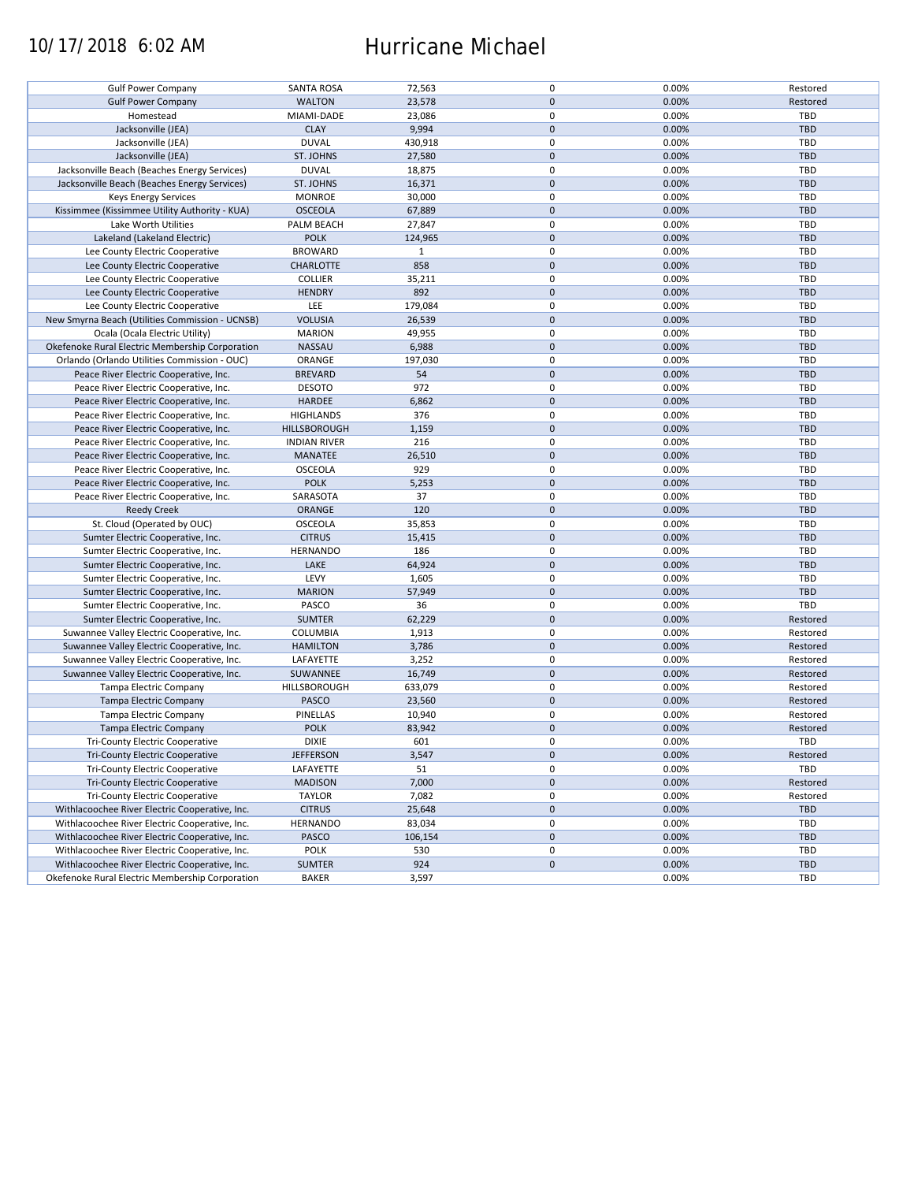10/17/2018 6:02 AM Hurricane Michael

| | | | | | |
|---|---|---|---|---|---|
| Gulf Power Company | SANTA ROSA | 72,563 | 0 | 0.00% | Restored |
| Gulf Power Company | WALTON | 23,578 | 0 | 0.00% | Restored |
| Homestead | MIAMI-DADE | 23,086 | 0 | 0.00% | TBD |
| Jacksonville (JEA) | CLAY | 9,994 | 0 | 0.00% | TBD |
| Jacksonville (JEA) | DUVAL | 430,918 | 0 | 0.00% | TBD |
| Jacksonville (JEA) | ST. JOHNS | 27,580 | 0 | 0.00% | TBD |
| Jacksonville Beach (Beaches Energy Services) | DUVAL | 18,875 | 0 | 0.00% | TBD |
| Jacksonville Beach (Beaches Energy Services) | ST. JOHNS | 16,371 | 0 | 0.00% | TBD |
| Keys Energy Services | MONROE | 30,000 | 0 | 0.00% | TBD |
| Kissimmee (Kissimmee Utility Authority - KUA) | OSCEOLA | 67,889 | 0 | 0.00% | TBD |
| Lake Worth Utilities | PALM BEACH | 27,847 | 0 | 0.00% | TBD |
| Lakeland (Lakeland Electric) | POLK | 124,965 | 0 | 0.00% | TBD |
| Lee County Electric Cooperative | BROWARD | 1 | 0 | 0.00% | TBD |
| Lee County Electric Cooperative | CHARLOTTE | 858 | 0 | 0.00% | TBD |
| Lee County Electric Cooperative | COLLIER | 35,211 | 0 | 0.00% | TBD |
| Lee County Electric Cooperative | HENDRY | 892 | 0 | 0.00% | TBD |
| Lee County Electric Cooperative | LEE | 179,084 | 0 | 0.00% | TBD |
| New Smyrna Beach (Utilities Commission - UCNSB) | VOLUSIA | 26,539 | 0 | 0.00% | TBD |
| Ocala (Ocala Electric Utility) | MARION | 49,955 | 0 | 0.00% | TBD |
| Okefenoke Rural Electric Membership Corporation | NASSAU | 6,988 | 0 | 0.00% | TBD |
| Orlando (Orlando Utilities Commission - OUC) | ORANGE | 197,030 | 0 | 0.00% | TBD |
| Peace River Electric Cooperative, Inc. | BREVARD | 54 | 0 | 0.00% | TBD |
| Peace River Electric Cooperative, Inc. | DESOTO | 972 | 0 | 0.00% | TBD |
| Peace River Electric Cooperative, Inc. | HARDEE | 6,862 | 0 | 0.00% | TBD |
| Peace River Electric Cooperative, Inc. | HIGHLANDS | 376 | 0 | 0.00% | TBD |
| Peace River Electric Cooperative, Inc. | HILLSBOROUGH | 1,159 | 0 | 0.00% | TBD |
| Peace River Electric Cooperative, Inc. | INDIAN RIVER | 216 | 0 | 0.00% | TBD |
| Peace River Electric Cooperative, Inc. | MANATEE | 26,510 | 0 | 0.00% | TBD |
| Peace River Electric Cooperative, Inc. | OSCEOLA | 929 | 0 | 0.00% | TBD |
| Peace River Electric Cooperative, Inc. | POLK | 5,253 | 0 | 0.00% | TBD |
| Peace River Electric Cooperative, Inc. | SARASOTA | 37 | 0 | 0.00% | TBD |
| Reedy Creek | ORANGE | 120 | 0 | 0.00% | TBD |
| St. Cloud (Operated by OUC) | OSCEOLA | 35,853 | 0 | 0.00% | TBD |
| Sumter Electric Cooperative, Inc. | CITRUS | 15,415 | 0 | 0.00% | TBD |
| Sumter Electric Cooperative, Inc. | HERNANDO | 186 | 0 | 0.00% | TBD |
| Sumter Electric Cooperative, Inc. | LAKE | 64,924 | 0 | 0.00% | TBD |
| Sumter Electric Cooperative, Inc. | LEVY | 1,605 | 0 | 0.00% | TBD |
| Sumter Electric Cooperative, Inc. | MARION | 57,949 | 0 | 0.00% | TBD |
| Sumter Electric Cooperative, Inc. | PASCO | 36 | 0 | 0.00% | TBD |
| Sumter Electric Cooperative, Inc. | SUMTER | 62,229 | 0 | 0.00% | Restored |
| Suwannee Valley Electric Cooperative, Inc. | COLUMBIA | 1,913 | 0 | 0.00% | Restored |
| Suwannee Valley Electric Cooperative, Inc. | HAMILTON | 3,786 | 0 | 0.00% | Restored |
| Suwannee Valley Electric Cooperative, Inc. | LAFAYETTE | 3,252 | 0 | 0.00% | Restored |
| Suwannee Valley Electric Cooperative, Inc. | SUWANNEE | 16,749 | 0 | 0.00% | Restored |
| Tampa Electric Company | HILLSBOROUGH | 633,079 | 0 | 0.00% | Restored |
| Tampa Electric Company | PASCO | 23,560 | 0 | 0.00% | Restored |
| Tampa Electric Company | PINELLAS | 10,940 | 0 | 0.00% | Restored |
| Tampa Electric Company | POLK | 83,942 | 0 | 0.00% | Restored |
| Tri-County Electric Cooperative | DIXIE | 601 | 0 | 0.00% | TBD |
| Tri-County Electric Cooperative | JEFFERSON | 3,547 | 0 | 0.00% | Restored |
| Tri-County Electric Cooperative | LAFAYETTE | 51 | 0 | 0.00% | TBD |
| Tri-County Electric Cooperative | MADISON | 7,000 | 0 | 0.00% | Restored |
| Tri-County Electric Cooperative | TAYLOR | 7,082 | 0 | 0.00% | Restored |
| Withlacoochee River Electric Cooperative, Inc. | CITRUS | 25,648 | 0 | 0.00% | TBD |
| Withlacoochee River Electric Cooperative, Inc. | HERNANDO | 83,034 | 0 | 0.00% | TBD |
| Withlacoochee River Electric Cooperative, Inc. | PASCO | 106,154 | 0 | 0.00% | TBD |
| Withlacoochee River Electric Cooperative, Inc. | POLK | 530 | 0 | 0.00% | TBD |
| Withlacoochee River Electric Cooperative, Inc. | SUMTER | 924 | 0 | 0.00% | TBD |
| Okefenoke Rural Electric Membership Corporation | BAKER | 3,597 | | 0.00% | TBD |